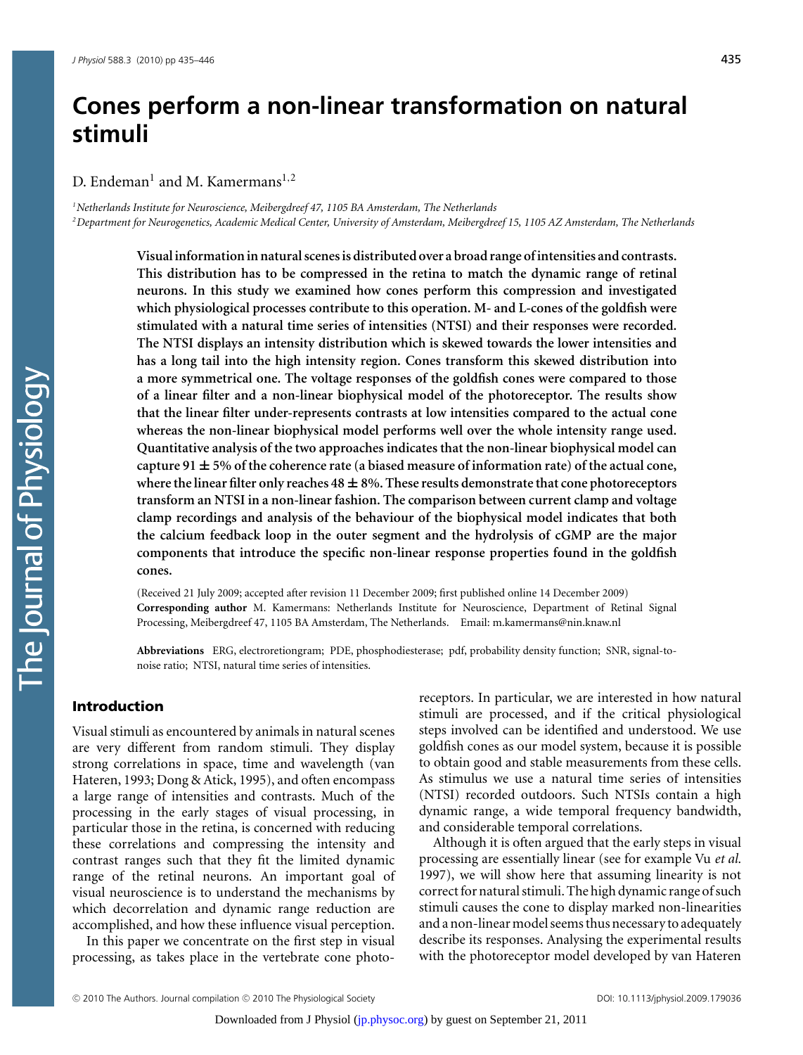# Cones perform a non-linear transformation on natural stimuli

D. Endeman[1] and M. Kamermans[1,2]

[1]Netherlands Institute for Neuroscience, Meibergdreef 47, 1105 BA Amsterdam, The Netherlands
[2]Department for Neurogenetics, Academic Medical Center, University of Amsterdam, Meibergdreef 15, 1105 AZ Amsterdam, The Netherlands

**Visual information in natural scenes is distributed over a broad range of intensities and contrasts. This distribution has to be compressed in the retina to match the dynamic range of retinal neurons. In this study we examined how cones perform this compression and investigated which physiological processes contribute to this operation. M- and L-cones of the goldfish were stimulated with a natural time series of intensities (NTSI) and their responses were recorded. The NTSI displays an intensity distribution which is skewed towards the lower intensities and has a long tail into the high intensity region. Cones transform this skewed distribution into a more symmetrical one. The voltage responses of the goldfish cones were compared to those of a linear filter and a non-linear biophysical model of the photoreceptor. The results show that the linear filter under-represents contrasts at low intensities compared to the actual cone whereas the non-linear biophysical model performs well over the whole intensity range used. Quantitative analysis of the two approaches indicates that the non-linear biophysical model can capture 91 ± 5% of the coherence rate (a biased measure of information rate) of the actual cone, where the linear filter only reaches 48 ± 8%. These results demonstrate that cone photoreceptors transform an NTSI in a non-linear fashion. The comparison between current clamp and voltage clamp recordings and analysis of the behaviour of the biophysical model indicates that both the calcium feedback loop in the outer segment and the hydrolysis of cGMP are the major components that introduce the specific non-linear response properties found in the goldfish cones.**

(Received 21 July 2009; accepted after revision 11 December 2009; first published online 14 December 2009)
**Corresponding author** M. Kamermans: Netherlands Institute for Neuroscience, Department of Retinal Signal Processing, Meibergdreef 47, 1105 BA Amsterdam, The Netherlands. Email: m.kamermans@nin.knaw.nl

**Abbreviations** ERG, electroretiongram; PDE, phosphodiesterase; pdf, probability density function; SNR, signal-to-noise ratio; NTSI, natural time series of intensities.

## Introduction

Visual stimuli as encountered by animals in natural scenes are very different from random stimuli. They display strong correlations in space, time and wavelength (van Hateren, 1993; Dong & Atick, 1995), and often encompass a large range of intensities and contrasts. Much of the processing in the early stages of visual processing, in particular those in the retina, is concerned with reducing these correlations and compressing the intensity and contrast ranges such that they fit the limited dynamic range of the retinal neurons. An important goal of visual neuroscience is to understand the mechanisms by which decorrelation and dynamic range reduction are accomplished, and how these influence visual perception.

In this paper we concentrate on the first step in visual processing, as takes place in the vertebrate cone photoreceptors. In particular, we are interested in how natural stimuli are processed, and if the critical physiological steps involved can be identified and understood. We use goldfish cones as our model system, because it is possible to obtain good and stable measurements from these cells. As stimulus we use a natural time series of intensities (NTSI) recorded outdoors. Such NTSIs contain a high dynamic range, a wide temporal frequency bandwidth, and considerable temporal correlations.

Although it is often argued that the early steps in visual processing are essentially linear (see for example Vu *et al.* 1997), we will show here that assuming linearity is not correct for natural stimuli. The high dynamic range of such stimuli causes the cone to display marked non-linearities and a non-linear model seems thus necessary to adequately describe its responses. Analysing the experimental results with the photoreceptor model developed by van Hateren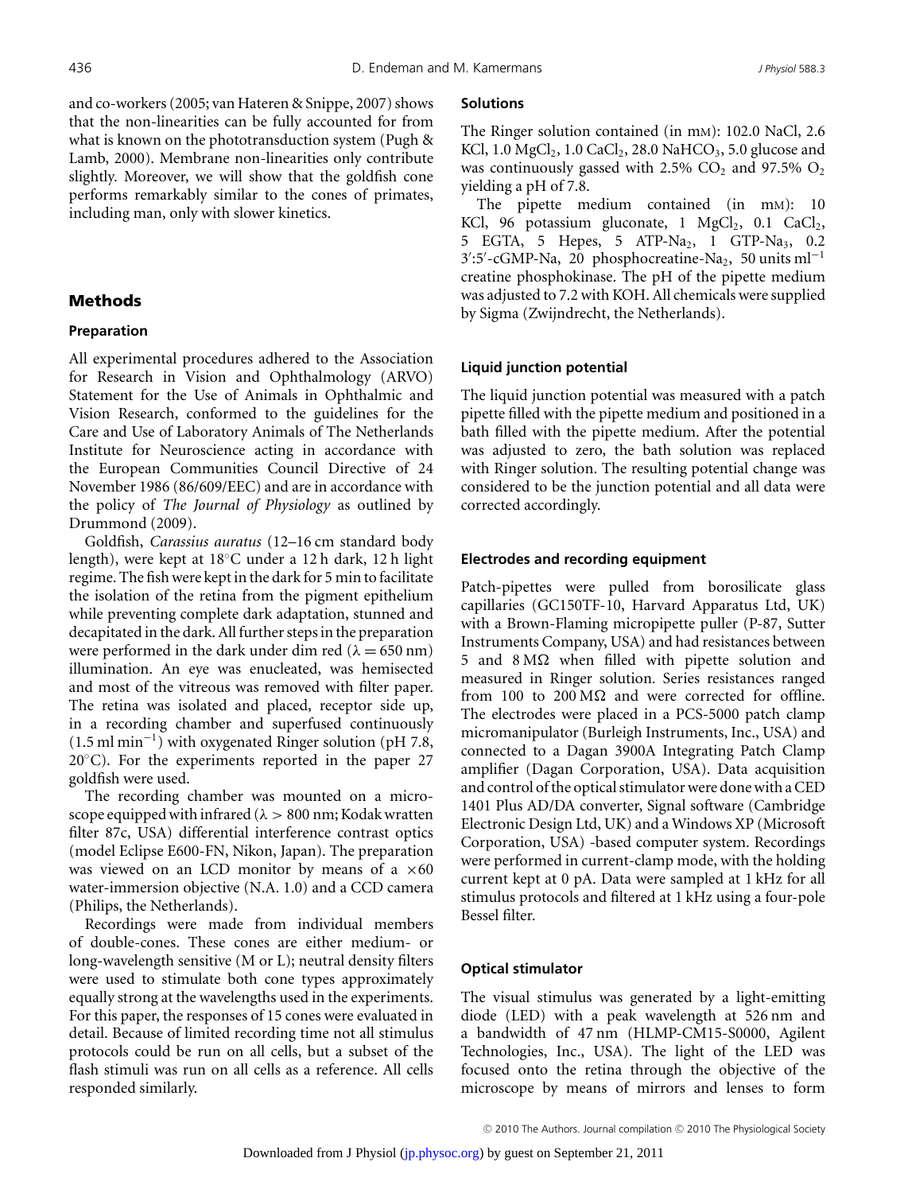and co-workers (2005; van Hateren & Snippe, 2007) shows that the non-linearities can be fully accounted for from what is known on the phototransduction system (Pugh & Lamb, 2000). Membrane non-linearities only contribute slightly. Moreover, we will show that the goldfish cone performs remarkably similar to the cones of primates, including man, only with slower kinetics.

## Methods

### Preparation

All experimental procedures adhered to the Association for Research in Vision and Ophthalmology (ARVO) Statement for the Use of Animals in Ophthalmic and Vision Research, conformed to the guidelines for the Care and Use of Laboratory Animals of The Netherlands Institute for Neuroscience acting in accordance with the European Communities Council Directive of 24 November 1986 (86/609/EEC) and are in accordance with the policy of *The Journal of Physiology* as outlined by Drummond (2009).

Goldfish, *Carassius auratus* (12–16 cm standard body length), were kept at 18°C under a 12 h dark, 12 h light regime. The fish were kept in the dark for 5 min to facilitate the isolation of the retina from the pigment epithelium while preventing complete dark adaptation, stunned and decapitated in the dark. All further steps in the preparation were performed in the dark under dim red ($\lambda = 650$ nm) illumination. An eye was enucleated, was hemisected and most of the vitreous was removed with filter paper. The retina was isolated and placed, receptor side up, in a recording chamber and superfused continuously (1.5 ml min$^{-1}$) with oxygenated Ringer solution (pH 7.8, 20°C). For the experiments reported in the paper 27 goldfish were used.

The recording chamber was mounted on a microscope equipped with infrared ($\lambda > 800$ nm; Kodak wratten filter 87c, USA) differential interference contrast optics (model Eclipse E600-FN, Nikon, Japan). The preparation was viewed on an LCD monitor by means of a ×60 water-immersion objective (N.A. 1.0) and a CCD camera (Philips, the Netherlands).

Recordings were made from individual members of double-cones. These cones are either medium- or long-wavelength sensitive (M or L); neutral density filters were used to stimulate both cone types approximately equally strong at the wavelengths used in the experiments. For this paper, the responses of 15 cones were evaluated in detail. Because of limited recording time not all stimulus protocols could be run on all cells, but a subset of the flash stimuli was run on all cells as a reference. All cells responded similarly.

### Solutions

The Ringer solution contained (in mM): 102.0 NaCl, 2.6 KCl, 1.0 $MgCl_2$, 1.0 $CaCl_2$, 28.0 $NaHCO_3$, 5.0 glucose and was continuously gassed with 2.5% $CO_2$ and 97.5% $O_2$ yielding a pH of 7.8.

The pipette medium contained (in mM): 10 KCl, 96 potassium gluconate, 1 $MgCl_2$, 0.1 $CaCl_2$, 5 EGTA, 5 Hepes, 5 ATP-$Na_2$, 1 GTP-$Na_3$, 0.2 3′:5′-cGMP-Na, 20 phosphocreatine-$Na_2$, 50 units ml$^{-1}$ creatine phosphokinase. The pH of the pipette medium was adjusted to 7.2 with KOH. All chemicals were supplied by Sigma (Zwijndrecht, the Netherlands).

### Liquid junction potential

The liquid junction potential was measured with a patch pipette filled with the pipette medium and positioned in a bath filled with the pipette medium. After the potential was adjusted to zero, the bath solution was replaced with Ringer solution. The resulting potential change was considered to be the junction potential and all data were corrected accordingly.

### Electrodes and recording equipment

Patch-pipettes were pulled from borosilicate glass capillaries (GC150TF-10, Harvard Apparatus Ltd, UK) with a Brown-Flaming micropipette puller (P-87, Sutter Instruments Company, USA) and had resistances between 5 and 8 MΩ when filled with pipette solution and measured in Ringer solution. Series resistances ranged from 100 to 200 MΩ and were corrected for offline. The electrodes were placed in a PCS-5000 patch clamp micromanipulator (Burleigh Instruments, Inc., USA) and connected to a Dagan 3900A Integrating Patch Clamp amplifier (Dagan Corporation, USA). Data acquisition and control of the optical stimulator were done with a CED 1401 Plus AD/DA converter, Signal software (Cambridge Electronic Design Ltd, UK) and a Windows XP (Microsoft Corporation, USA) -based computer system. Recordings were performed in current-clamp mode, with the holding current kept at 0 pA. Data were sampled at 1 kHz for all stimulus protocols and filtered at 1 kHz using a four-pole Bessel filter.

### Optical stimulator

The visual stimulus was generated by a light-emitting diode (LED) with a peak wavelength at 526 nm and a bandwidth of 47 nm (HLMP-CM15-S0000, Agilent Technologies, Inc., USA). The light of the LED was focused onto the retina through the objective of the microscope by means of mirrors and lenses to form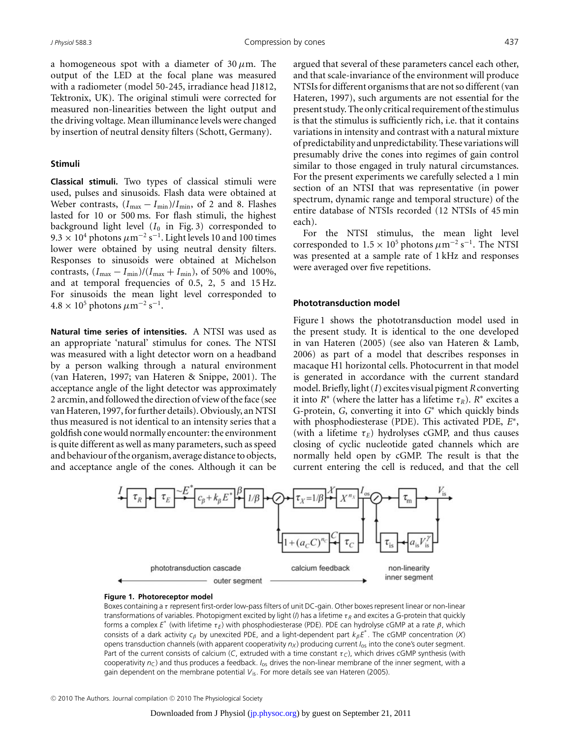a homogeneous spot with a diameter of 30 $\mu$m. The output of the LED at the focal plane was measured with a radiometer (model 50-245, irradiance head J1812, Tektronix, UK). The original stimuli were corrected for measured non-linearities between the light output and the driving voltage. Mean illuminance levels were changed by insertion of neutral density filters (Schott, Germany).

### Stimuli

**Classical stimuli.** Two types of classical stimuli were used, pulses and sinusoids. Flash data were obtained at Weber contrasts, $(I_{max} - I_{min})/I_{min}$, of 2 and 8. Flashes lasted for 10 or 500 ms. For flash stimuli, the highest background light level ($I_0$ in Fig. 3) corresponded to $9.3 \times 10^4$ photons $\mu$m$^{-2}$ s$^{-1}$. Light levels 10 and 100 times lower were obtained by using neutral density filters. Responses to sinusoids were obtained at Michelson contrasts, $(I_{max} - I_{min})/(I_{max} + I_{min})$, of 50% and 100%, and at temporal frequencies of 0.5, 2, 5 and 15 Hz. For sinusoids the mean light level corresponded to $4.8 \times 10^5$ photons $\mu$m$^{-2}$ s$^{-1}$.

**Natural time series of intensities.** A NTSI was used as an appropriate 'natural' stimulus for cones. The NTSI was measured with a light detector worn on a headband by a person walking through a natural environment (van Hateren, 1997; van Hateren & Snippe, 2001). The acceptance angle of the light detector was approximately 2 arcmin, and followed the direction of view of the face (see van Hateren, 1997, for further details). Obviously, an NTSI thus measured is not identical to an intensity series that a goldfish cone would normally encounter: the environment is quite different as well as many parameters, such as speed and behaviour of the organism, average distance to objects, and acceptance angle of the cones. Although it can be argued that several of these parameters cancel each other, and that scale-invariance of the environment will produce NTSIs for different organisms that are not so different (van Hateren, 1997), such arguments are not essential for the present study. The only critical requirement of the stimulus is that the stimulus is sufficiently rich, i.e. that it contains variations in intensity and contrast with a natural mixture of predictability and unpredictability. These variations will presumably drive the cones into regimes of gain control similar to those engaged in truly natural circumstances. For the present experiments we carefully selected a 1 min section of an NTSI that was representative (in power spectrum, dynamic range and temporal structure) of the entire database of NTSIs recorded (12 NTSIs of 45 min each).

For the NTSI stimulus, the mean light level corresponded to $1.5 \times 10^5$ photons $\mu$m$^{-2}$ s$^{-1}$. The NTSI was presented at a sample rate of 1 kHz and responses were averaged over five repetitions.

### Phototransduction model

Figure 1 shows the phototransduction model used in the present study. It is identical to the one developed in van Hateren (2005) (see also van Hateren & Lamb, 2006) as part of a model that describes responses in macaque H1 horizontal cells. Photocurrent in that model is generated in accordance with the current standard model. Briefly, light ($I$) excites visual pigment $R$ converting it into $R^*$ (where the latter has a lifetime $\tau_R$). $R^*$ excites a G-protein, $G$, converting it into $G^*$ which quickly binds with phosphodiesterase (PDE). This activated PDE, $E^*$, (with a lifetime $\tau_E$) hydrolyses cGMP, and thus causes closing of cyclic nucleotide gated channels which are normally held open by cGMP. The result is that the current entering the cell is reduced, and that the cell

**Figure 1. Photoreceptor model**

Boxes containing a $\tau$ represent first-order low-pass filters of unit DC-gain. Other boxes represent linear or non-linear transformations of variables. Photopigment excited by light ($I$) has a lifetime $\tau_R$ and excites a G-protein that quickly forms a complex $E^*$ (with lifetime $\tau_E$) with phosphodiesterase (PDE). PDE can hydrolyse cGMP at a rate $\beta$, which consists of a dark activity $c_\beta$ by unexcited PDE, and a light-dependent part $k_\beta E^*$. The cGMP concentration ($X$) opens transduction channels (with apparent cooperativity $n_X$) producing current $I_{os}$ into the cone's outer segment. Part of the current consists of calcium ($C$, extruded with a time constant $\tau_C$), which drives cGMP synthesis (with cooperativity $n_C$) and thus produces a feedback. $I_{os}$ drives the non-linear membrane of the inner segment, with a gain dependent on the membrane potential $V_{is}$. For more details see van Hateren (2005).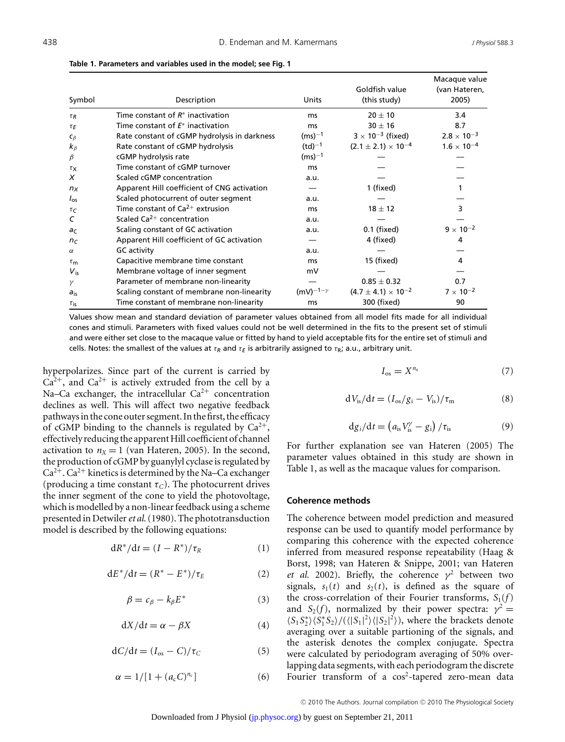**Table 1. Parameters and variables used in the model; see Fig. 1**

| Symbol | Description | Units | Goldfish value (this study) | Macaque value (van Hateren, 2005) |
|---|---|---|---|---|
| $\tau_R$ | Time constant of $R^*$ inactivation | ms | $20 \pm 10$ | 3.4 |
| $\tau_E$ | Time constant of $E^*$ inactivation | ms | $30 \pm 16$ | 8.7 |
| $c_\beta$ | Rate constant of cGMP hydrolysis in darkness | $(\text{ms})^{-1}$ | $3 \times 10^{-3}$ (fixed) | $2.8 \times 10^{-3}$ |
| $k_\beta$ | Rate constant of cGMP hydrolysis | $(\text{td})^{-1}$ | $(2.1 \pm 2.1) \times 10^{-4}$ | $1.6 \times 10^{-4}$ |
| $\beta$ | cGMP hydrolysis rate | $(\text{ms})^{-1}$ | — | — |
| $\tau_X$ | Time constant of cGMP turnover | ms | — | — |
| $X$ | Scaled cGMP concentration | a.u. | — | — |
| $n_X$ | Apparent Hill coefficient of CNG activation | — | 1 (fixed) | 1 |
| $I_{os}$ | Scaled photocurrent of outer segment | a.u. | — | — |
| $\tau_C$ | Time constant of $Ca^{2+}$ extrusion | ms | $18 \pm 12$ | 3 |
| $C$ | Scaled $Ca^{2+}$ concentration | a.u. | — | — |
| $a_C$ | Scaling constant of GC activation | a.u. | 0.1 (fixed) | $9 \times 10^{-2}$ |
| $n_C$ | Apparent Hill coefficient of GC activation | — | 4 (fixed) | 4 |
| $\alpha$ | GC activity | a.u. | — | — |
| $\tau_m$ | Capacitive membrane time constant | ms | 15 (fixed) | 4 |
| $V_{is}$ | Membrane voltage of inner segment | mV | — | — |
| $\gamma$ | Parameter of membrane non-linearity | — | $0.85 \pm 0.32$ | 0.7 |
| $a_{is}$ | Scaling constant of membrane non-linearity | $(\text{mV})^{-1-\gamma}$ | $(4.7 \pm 4.1) \times 10^{-2}$ | $7 \times 10^{-2}$ |
| $\tau_{is}$ | Time constant of membrane non-linearity | ms | 300 (fixed) | 90 |

Values show mean and standard deviation of parameter values obtained from all model fits made for all individual cones and stimuli. Parameters with fixed values could not be well determined in the fits to the present set of stimuli and were either set close to the macaque value or fitted by hand to yield acceptable fits for the entire set of stimuli and cells. Notes: the smallest of the values at $\tau_R$ and $\tau_E$ is arbitrarily assigned to $\tau_R$; a.u., arbitrary unit.

hyperpolarizes. Since part of the current is carried by $Ca^{2+}$, and $Ca^{2+}$ is actively extruded from the cell by a Na–Ca exchanger, the intracellular $Ca^{2+}$ concentration declines as well. This will affect two negative feedback pathways in the cone outer segment. In the first, the efficacy of cGMP binding to the channels is regulated by $Ca^{2+}$, effectively reducing the apparent Hill coefficient of channel activation to $n_X = 1$ (van Hateren, 2005). In the second, the production of cGMP by guanylyl cyclase is regulated by $Ca^{2+}$. $Ca^{2+}$ kinetics is determined by the Na–Ca exchanger (producing a time constant $\tau_C$). The photocurrent drives the inner segment of the cone to yield the photovoltage, which is modelled by a non-linear feedback using a scheme presented in Detwiler *et al.* (1980). The phototransduction model is described by the following equations:

$$dR^*/dt = (I - R^*)/\tau_R \tag{1}$$

$$dE^*/dt = (R^* - E^*)/\tau_E \tag{2}$$

$$\beta = c_\beta - k_\beta E^* \tag{3}$$

$$dX/dt = \alpha - \beta X \tag{4}$$

$$dC/dt = (I_{os} - C)/\tau_C \tag{5}$$

$$\alpha = 1/[1 + (a_c C)^{n_c}] \tag{6}$$

$$I_{os} = X^{n_x} \tag{7}$$

$$dV_{is}/dt = (I_{os}/g_i - V_{is})/\tau_m \tag{8}$$

$$dg_i/dt = \left(a_{is} V_{is}^{\gamma} - g_i\right)/\tau_{is} \tag{9}$$

For further explanation see van Hateren (2005) The parameter values obtained in this study are shown in Table 1, as well as the macaque values for comparison.

## Coherence methods

The coherence between model prediction and measured response can be used to quantify model performance by comparing this coherence with the expected coherence inferred from measured response repeatability (Haag & Borst, 1998; van Hateren & Snippe, 2001; van Hateren *et al.* 2002). Briefly, the coherence $\gamma^2$ between two signals, $s_1(t)$ and $s_2(t)$, is defined as the square of the cross-correlation of their Fourier transforms, $S_1(f)$ and $S_2(f)$, normalized by their power spectra: $\gamma^2 = \langle S_1 S_2^* \rangle \langle S_1^* S_2 \rangle / (\langle |S_1|^2 \rangle \langle |S_2|^2 \rangle)$, where the brackets denote averaging over a suitable partioning of the signals, and the asterisk denotes the complex conjugate. Spectra were calculated by periodogram averaging of 50% overlapping data segments, with each periodogram the discrete Fourier transform of a $\cos^2$-tapered zero-mean data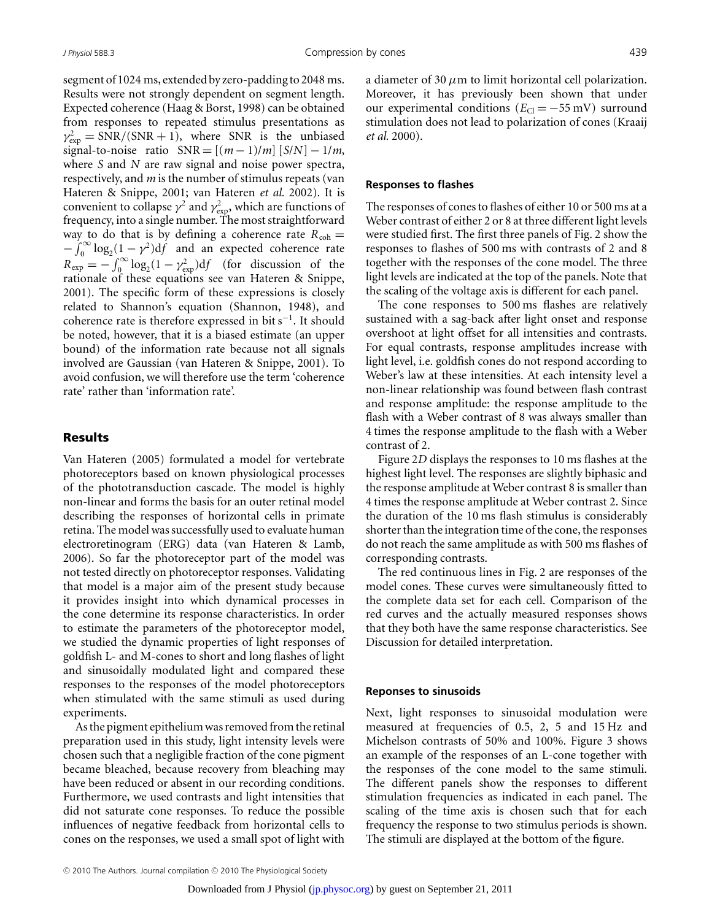segment of 1024 ms, extended by zero-padding to 2048 ms. Results were not strongly dependent on segment length. Expected coherence (Haag & Borst, 1998) can be obtained from responses to repeated stimulus presentations as $\gamma^2_{\text{exp}} = \text{SNR}/(\text{SNR} + 1)$, where SNR is the unbiased signal-to-noise ratio $\text{SNR} = [(m - 1)/m]\,[S/N] - 1/m$, where $S$ and $N$ are raw signal and noise power spectra, respectively, and $m$ is the number of stimulus repeats (van Hateren & Snippe, 2001; van Hateren *et al.* 2002). It is convenient to collapse $\gamma^2$ and $\gamma^2_{\text{exp}}$, which are functions of frequency, into a single number. The most straightforward way to do that is by defining a coherence rate $R_{\text{coh}} = -\int_0^\infty \log_2(1 - \gamma^2)\text{d}f$ and an expected coherence rate $R_{\text{exp}} = -\int_0^\infty \log_2(1 - \gamma^2_{\text{exp}})\text{d}f$ (for discussion of the rationale of these equations see van Hateren & Snippe, 2001). The specific form of these expressions is closely related to Shannon's equation (Shannon, 1948), and coherence rate is therefore expressed in bit $\text{s}^{-1}$. It should be noted, however, that it is a biased estimate (an upper bound) of the information rate because not all signals involved are Gaussian (van Hateren & Snippe, 2001). To avoid confusion, we will therefore use the term 'coherence rate' rather than 'information rate'.

## Results

Van Hateren (2005) formulated a model for vertebrate photoreceptors based on known physiological processes of the phototransduction cascade. The model is highly non-linear and forms the basis for an outer retinal model describing the responses of horizontal cells in primate retina. The model was successfully used to evaluate human electroretinogram (ERG) data (van Hateren & Lamb, 2006). So far the photoreceptor part of the model was not tested directly on photoreceptor responses. Validating that model is a major aim of the present study because it provides insight into which dynamical processes in the cone determine its response characteristics. In order to estimate the parameters of the photoreceptor model, we studied the dynamic properties of light responses of goldfish L- and M-cones to short and long flashes of light and sinusoidally modulated light and compared these responses to the responses of the model photoreceptors when stimulated with the same stimuli as used during experiments.

As the pigment epithelium was removed from the retinal preparation used in this study, light intensity levels were chosen such that a negligible fraction of the cone pigment became bleached, because recovery from bleaching may have been reduced or absent in our recording conditions. Furthermore, we used contrasts and light intensities that did not saturate cone responses. To reduce the possible influences of negative feedback from horizontal cells to cones on the responses, we used a small spot of light with a diameter of 30 $\mu$m to limit horizontal cell polarization. Moreover, it has previously been shown that under our experimental conditions ($E_{\text{Cl}} = -55$ mV) surround stimulation does not lead to polarization of cones (Kraaij *et al.* 2000).

### Responses to flashes

The responses of cones to flashes of either 10 or 500 ms at a Weber contrast of either 2 or 8 at three different light levels were studied first. The first three panels of Fig. 2 show the responses to flashes of 500 ms with contrasts of 2 and 8 together with the responses of the cone model. The three light levels are indicated at the top of the panels. Note that the scaling of the voltage axis is different for each panel.

The cone responses to 500 ms flashes are relatively sustained with a sag-back after light onset and response overshoot at light offset for all intensities and contrasts. For equal contrasts, response amplitudes increase with light level, i.e. goldfish cones do not respond according to Weber's law at these intensities. At each intensity level a non-linear relationship was found between flash contrast and response amplitude: the response amplitude to the flash with a Weber contrast of 8 was always smaller than 4 times the response amplitude to the flash with a Weber contrast of 2.

Figure 2*D* displays the responses to 10 ms flashes at the highest light level. The responses are slightly biphasic and the response amplitude at Weber contrast 8 is smaller than 4 times the response amplitude at Weber contrast 2. Since the duration of the 10 ms flash stimulus is considerably shorter than the integration time of the cone, the responses do not reach the same amplitude as with 500 ms flashes of corresponding contrasts.

The red continuous lines in Fig. 2 are responses of the model cones. These curves were simultaneously fitted to the complete data set for each cell. Comparison of the red curves and the actually measured responses shows that they both have the same response characteristics. See Discussion for detailed interpretation.

### Reponses to sinusoids

Next, light responses to sinusoidal modulation were measured at frequencies of 0.5, 2, 5 and 15 Hz and Michelson contrasts of 50% and 100%. Figure 3 shows an example of the responses of an L-cone together with the responses of the cone model to the same stimuli. The different panels show the responses to different stimulation frequencies as indicated in each panel. The scaling of the time axis is chosen such that for each frequency the response to two stimulus periods is shown. The stimuli are displayed at the bottom of the figure.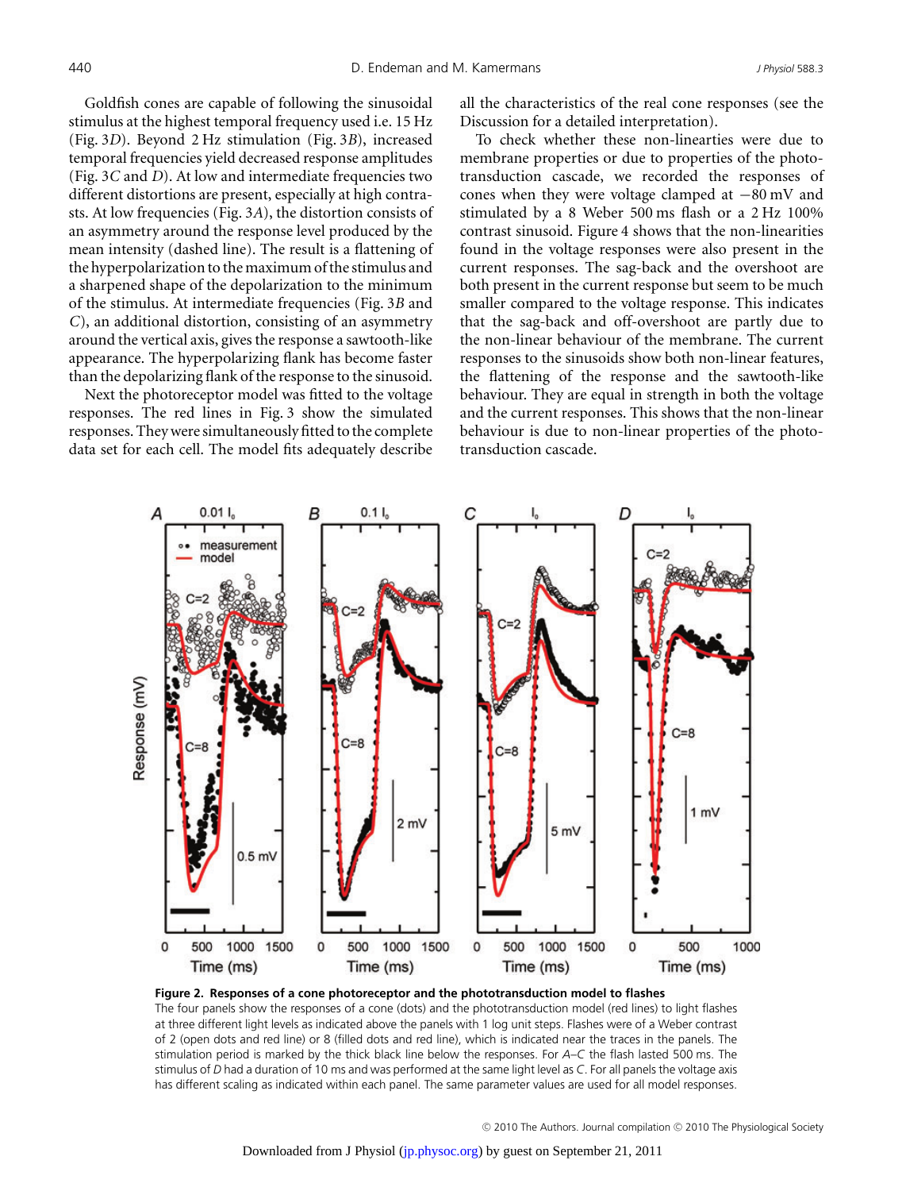Goldfish cones are capable of following the sinusoidal stimulus at the highest temporal frequency used i.e. 15 Hz (Fig. 3*D*). Beyond 2 Hz stimulation (Fig. 3*B*), increased temporal frequencies yield decreased response amplitudes (Fig. 3*C* and *D*). At low and intermediate frequencies two different distortions are present, especially at high contrasts. At low frequencies (Fig. 3*A*), the distortion consists of an asymmetry around the response level produced by the mean intensity (dashed line). The result is a flattening of the hyperpolarization to the maximum of the stimulus and a sharpened shape of the depolarization to the minimum of the stimulus. At intermediate frequencies (Fig. 3*B* and *C*), an additional distortion, consisting of an asymmetry around the vertical axis, gives the response a sawtooth-like appearance. The hyperpolarizing flank has become faster than the depolarizing flank of the response to the sinusoid.

Next the photoreceptor model was fitted to the voltage responses. The red lines in Fig. 3 show the simulated responses. They were simultaneously fitted to the complete data set for each cell. The model fits adequately describe all the characteristics of the real cone responses (see the Discussion for a detailed interpretation).

To check whether these non-linearities were due to membrane properties or due to properties of the phototransduction cascade, we recorded the responses of cones when they were voltage clamped at −80 mV and stimulated by a 8 Weber 500 ms flash or a 2 Hz 100% contrast sinusoid. Figure 4 shows that the non-linearities found in the voltage responses were also present in the current responses. The sag-back and the overshoot are both present in the current response but seem to be much smaller compared to the voltage response. This indicates that the sag-back and off-overshoot are partly due to the non-linear behaviour of the membrane. The current responses to the sinusoids show both non-linear features, the flattening of the response and the sawtooth-like behaviour. They are equal in strength in both the voltage and the current responses. This shows that the non-linear behaviour is due to non-linear properties of the phototransduction cascade.

**Figure 2. Responses of a cone photoreceptor and the phototransduction model to flashes**
The four panels show the responses of a cone (dots) and the phototransduction model (red lines) to light flashes at three different light levels as indicated above the panels with 1 log unit steps. Flashes were of a Weber contrast of 2 (open dots and red line) or 8 (filled dots and red line), which is indicated near the traces in the panels. The stimulation period is marked by the thick black line below the responses. For *A*–*C* the flash lasted 500 ms. The stimulus of *D* had a duration of 10 ms and was performed at the same light level as *C*. For all panels the voltage axis has different scaling as indicated within each panel. The same parameter values are used for all model responses.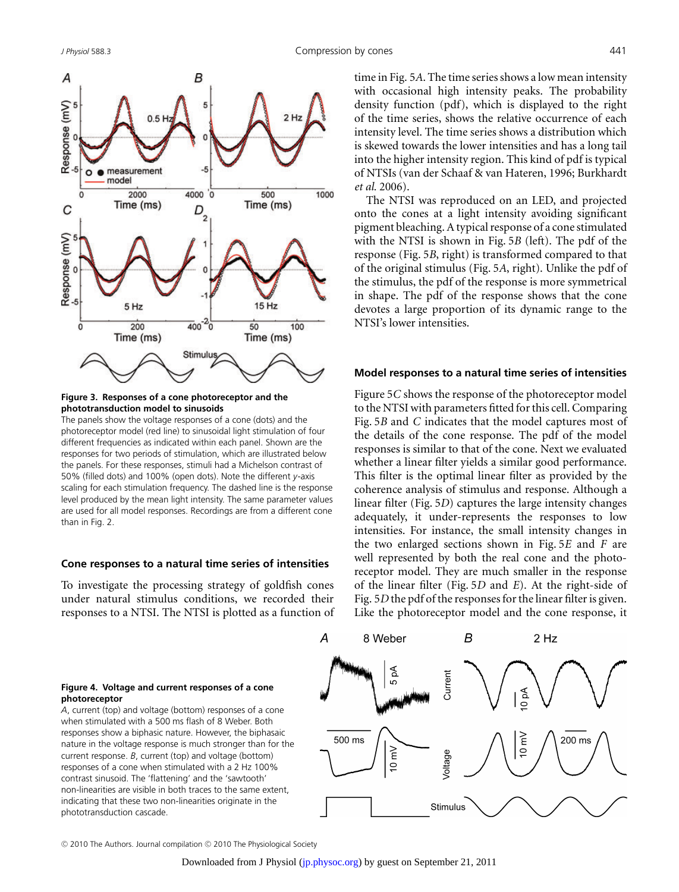**Figure 3. Responses of a cone photoreceptor and the phototransduction model to sinusoids**

The panels show the voltage responses of a cone (dots) and the photoreceptor model (red line) to sinusoidal light stimulation of four different frequencies as indicated within each panel. Shown are the responses for two periods of stimulation, which are illustrated below the panels. For these responses, stimuli had a Michelson contrast of 50% (filled dots) and 100% (open dots). Note the different *y*-axis scaling for each stimulation frequency. The dashed line is the response level produced by the mean light intensity. The same parameter values are used for all model responses. Recordings are from a different cone than in Fig. 2.

### Cone responses to a natural time series of intensities

To investigate the processing strategy of goldfish cones under natural stimulus conditions, we recorded their responses to a NTSI. The NTSI is plotted as a function of time in Fig. 5*A*. The time series shows a low mean intensity with occasional high intensity peaks. The probability density function (pdf), which is displayed to the right of the time series, shows the relative occurrence of each intensity level. The time series shows a distribution which is skewed towards the lower intensities and has a long tail into the higher intensity region. This kind of pdf is typical of NTSIs (van der Schaaf & van Hateren, 1996; Burkhardt *et al.* 2006).

The NTSI was reproduced on an LED, and projected onto the cones at a light intensity avoiding significant pigment bleaching. A typical response of a cone stimulated with the NTSI is shown in Fig. 5*B* (left). The pdf of the response (Fig. 5*B*, right) is transformed compared to that of the original stimulus (Fig. 5*A*, right). Unlike the pdf of the stimulus, the pdf of the response is more symmetrical in shape. The pdf of the response shows that the cone devotes a large proportion of its dynamic range to the NTSI's lower intensities.

### Model responses to a natural time series of intensities

Figure 5*C* shows the response of the photoreceptor model to the NTSI with parameters fitted for this cell. Comparing Fig. 5*B* and *C* indicates that the model captures most of the details of the cone response. The pdf of the model responses is similar to that of the cone. Next we evaluated whether a linear filter yields a similar good performance. This filter is the optimal linear filter as provided by the coherence analysis of stimulus and response. Although a linear filter (Fig. 5*D*) captures the large intensity changes adequately, it under-represents the responses to low intensities. For instance, the small intensity changes in the two enlarged sections shown in Fig. 5*E* and *F* are well represented by both the real cone and the photoreceptor model. They are much smaller in the response of the linear filter (Fig. 5*D* and *E*). At the right-side of Fig. 5*D* the pdf of the responses for the linear filter is given. Like the photoreceptor model and the cone response, it

**Figure 4. Voltage and current responses of a cone photoreceptor**

*A*, current (top) and voltage (bottom) responses of a cone when stimulated with a 500 ms flash of 8 Weber. Both responses show a biphasic nature. However, the biphasaic nature in the voltage response is much stronger than for the current response. *B*, current (top) and voltage (bottom) responses of a cone when stimulated with a 2 Hz 100% contrast sinusoid. The 'flattening' and the 'sawtooth' non-linearities are visible in both traces to the same extent, indicating that these two non-linearities originate in the phototransduction cascade.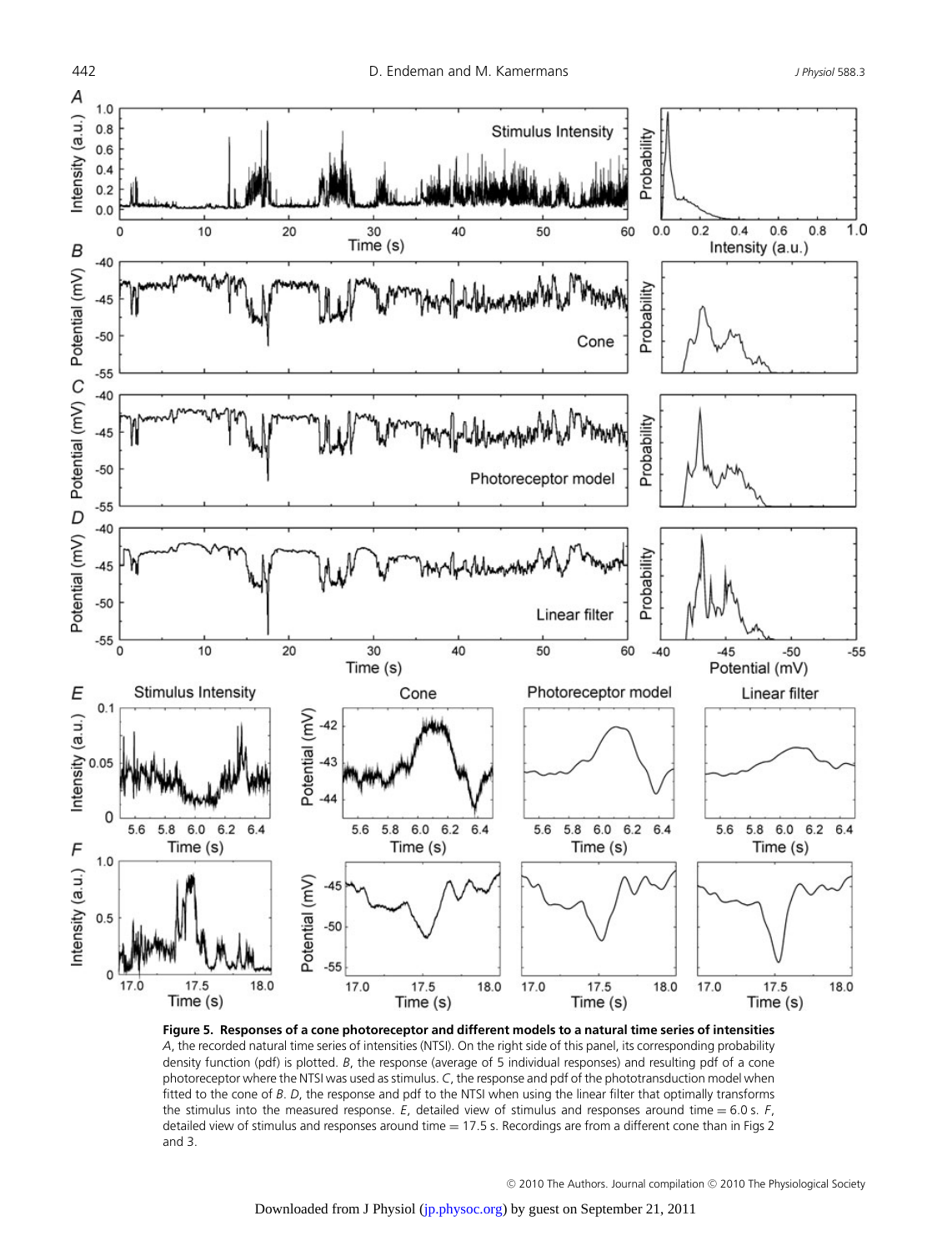**Figure 5. Responses of a cone photoreceptor and different models to a natural time series of intensities**

*A*, the recorded natural time series of intensities (NTSI). On the right side of this panel, its corresponding probability density function (pdf) is plotted. *B*, the response (average of 5 individual responses) and resulting pdf of a cone photoreceptor where the NTSI was used as stimulus. *C*, the response and pdf of the phototransduction model when fitted to the cone of *B*. *D*, the response and pdf to the NTSI when using the linear filter that optimally transforms the stimulus into the measured response. *E*, detailed view of stimulus and responses around time = 6.0 s. *F*, detailed view of stimulus and responses around time = 17.5 s. Recordings are from a different cone than in Figs 2 and 3.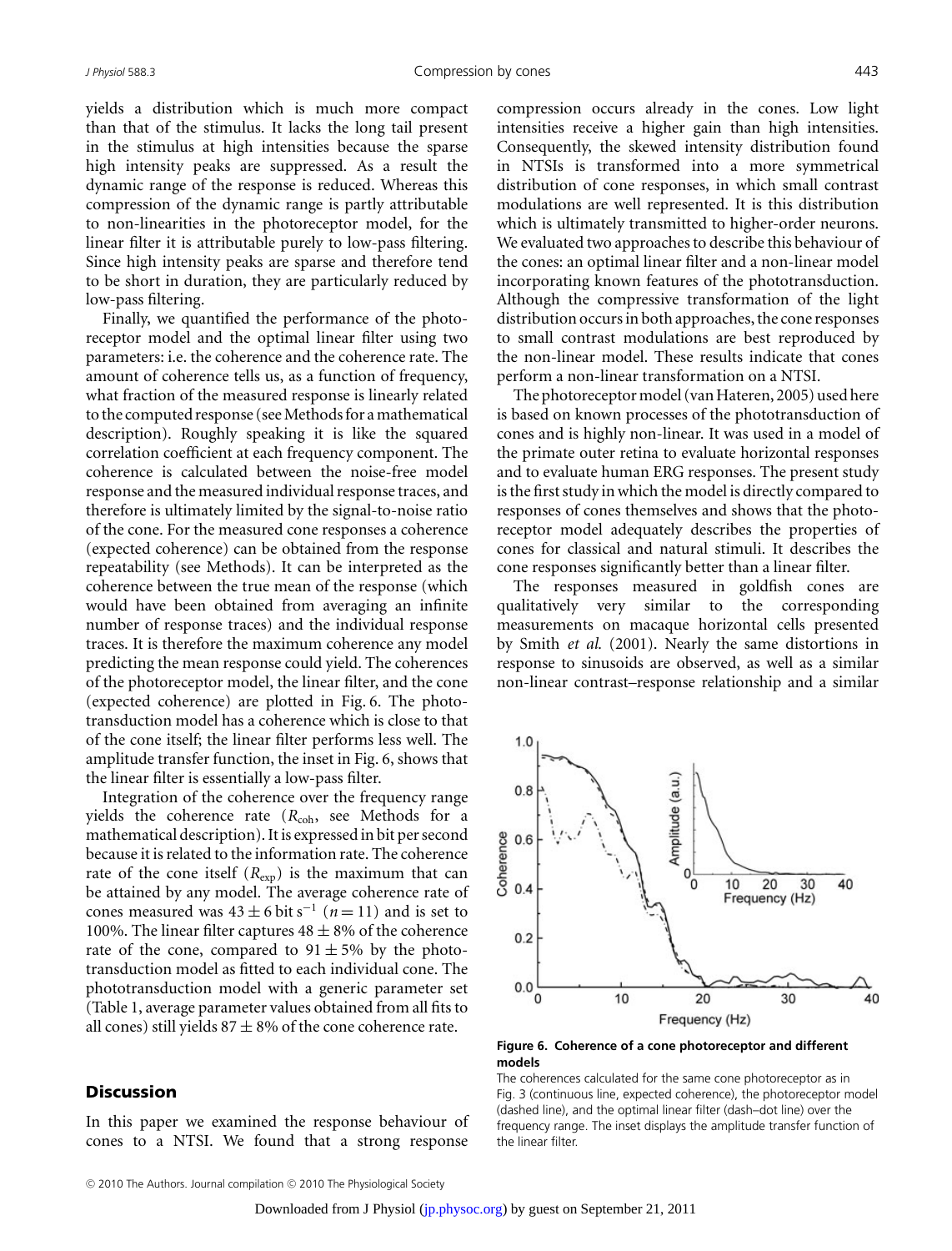yields a distribution which is much more compact than that of the stimulus. It lacks the long tail present in the stimulus at high intensities because the sparse high intensity peaks are suppressed. As a result the dynamic range of the response is reduced. Whereas this compression of the dynamic range is partly attributable to non-linearities in the photoreceptor model, for the linear filter it is attributable purely to low-pass filtering. Since high intensity peaks are sparse and therefore tend to be short in duration, they are particularly reduced by low-pass filtering.

Finally, we quantified the performance of the photoreceptor model and the optimal linear filter using two parameters: i.e. the coherence and the coherence rate. The amount of coherence tells us, as a function of frequency, what fraction of the measured response is linearly related to the computed response (see Methods for a mathematical description). Roughly speaking it is like the squared correlation coefficient at each frequency component. The coherence is calculated between the noise-free model response and the measured individual response traces, and therefore is ultimately limited by the signal-to-noise ratio of the cone. For the measured cone responses a coherence (expected coherence) can be obtained from the response repeatability (see Methods). It can be interpreted as the coherence between the true mean of the response (which would have been obtained from averaging an infinite number of response traces) and the individual response traces. It is therefore the maximum coherence any model predicting the mean response could yield. The coherences of the photoreceptor model, the linear filter, and the cone (expected coherence) are plotted in Fig. 6. The phototransduction model has a coherence which is close to that of the cone itself; the linear filter performs less well. The amplitude transfer function, the inset in Fig. 6, shows that the linear filter is essentially a low-pass filter.

Integration of the coherence over the frequency range yields the coherence rate ($R_{\mathrm{coh}}$, see Methods for a mathematical description). It is expressed in bit per second because it is related to the information rate. The coherence rate of the cone itself ($R_{\mathrm{exp}}$) is the maximum that can be attained by any model. The average coherence rate of cones measured was $43 \pm 6$ bit s$^{-1}$ ($n = 11$) and is set to 100%. The linear filter captures $48 \pm 8$% of the coherence rate of the cone, compared to $91 \pm 5$% by the phototransduction model as fitted to each individual cone. The phototransduction model with a generic parameter set (Table 1, average parameter values obtained from all fits to all cones) still yields $87 \pm 8$% of the cone coherence rate.

## Discussion

In this paper we examined the response behaviour of cones to a NTSI. We found that a strong response compression occurs already in the cones. Low light intensities receive a higher gain than high intensities. Consequently, the skewed intensity distribution found in NTSIs is transformed into a more symmetrical distribution of cone responses, in which small contrast modulations are well represented. It is this distribution which is ultimately transmitted to higher-order neurons. We evaluated two approaches to describe this behaviour of the cones: an optimal linear filter and a non-linear model incorporating known features of the phototransduction. Although the compressive transformation of the light distribution occurs in both approaches, the cone responses to small contrast modulations are best reproduced by the non-linear model. These results indicate that cones perform a non-linear transformation on a NTSI.

The photoreceptor model (van Hateren, 2005) used here is based on known processes of the phototransduction of cones and is highly non-linear. It was used in a model of the primate outer retina to evaluate horizontal responses and to evaluate human ERG responses. The present study is the first study in which the model is directly compared to responses of cones themselves and shows that the photoreceptor model adequately describes the properties of cones for classical and natural stimuli. It describes the cone responses significantly better than a linear filter.

The responses measured in goldfish cones are qualitatively very similar to the corresponding measurements on macaque horizontal cells presented by Smith *et al.* (2001). Nearly the same distortions in response to sinusoids are observed, as well as a similar non-linear contrast–response relationship and a similar

Coherence
1.0
0.8
0.6
0.4
0.2
0.0
0
10
20
30
40
Frequency (Hz)

Amplitude (a.u.)
0
0
10
20
30
40
Frequency (Hz)

**Figure 6. Coherence of a cone photoreceptor and different models**

The coherences calculated for the same cone photoreceptor as in Fig. 3 (continuous line, expected coherence), the photoreceptor model (dashed line), and the optimal linear filter (dash–dot line) over the frequency range. The inset displays the amplitude transfer function of the linear filter.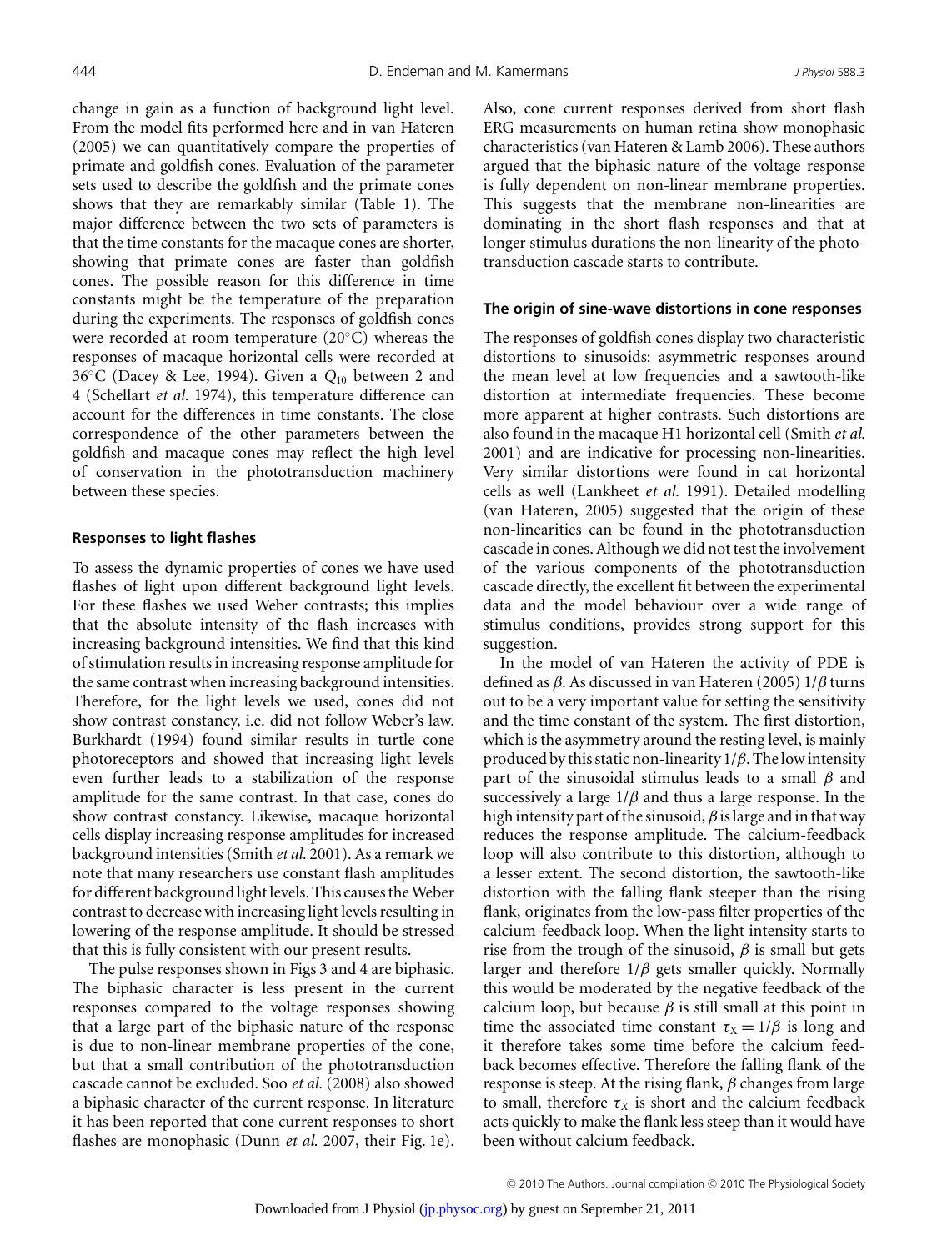change in gain as a function of background light level. From the model fits performed here and in van Hateren (2005) we can quantitatively compare the properties of primate and goldfish cones. Evaluation of the parameter sets used to describe the goldfish and the primate cones shows that they are remarkably similar (Table 1). The major difference between the two sets of parameters is that the time constants for the macaque cones are shorter, showing that primate cones are faster than goldfish cones. The possible reason for this difference in time constants might be the temperature of the preparation during the experiments. The responses of goldfish cones were recorded at room temperature (20°C) whereas the responses of macaque horizontal cells were recorded at 36°C (Dacey & Lee, 1994). Given a $Q_{10}$ between 2 and 4 (Schellart *et al.* 1974), this temperature difference can account for the differences in time constants. The close correspondence of the other parameters between the goldfish and macaque cones may reflect the high level of conservation in the phototransduction machinery between these species.

### Responses to light flashes

To assess the dynamic properties of cones we have used flashes of light upon different background light levels. For these flashes we used Weber contrasts; this implies that the absolute intensity of the flash increases with increasing background intensities. We find that this kind of stimulation results in increasing response amplitude for the same contrast when increasing background intensities. Therefore, for the light levels we used, cones did not show contrast constancy, i.e. did not follow Weber's law. Burkhardt (1994) found similar results in turtle cone photoreceptors and showed that increasing light levels even further leads to a stabilization of the response amplitude for the same contrast. In that case, cones do show contrast constancy. Likewise, macaque horizontal cells display increasing response amplitudes for increased background intensities (Smith *et al.* 2001). As a remark we note that many researchers use constant flash amplitudes for different background light levels. This causes the Weber contrast to decrease with increasing light levels resulting in lowering of the response amplitude. It should be stressed that this is fully consistent with our present results.

The pulse responses shown in Figs 3 and 4 are biphasic. The biphasic character is less present in the current responses compared to the voltage responses showing that a large part of the biphasic nature of the response is due to non-linear membrane properties of the cone, but that a small contribution of the phototransduction cascade cannot be excluded. Soo *et al.* (2008) also showed a biphasic character of the current response. In literature it has been reported that cone current responses to short flashes are monophasic (Dunn *et al.* 2007, their Fig. 1e). Also, cone current responses derived from short flash ERG measurements on human retina show monophasic characteristics (van Hateren & Lamb 2006). These authors argued that the biphasic nature of the voltage response is fully dependent on non-linear membrane properties. This suggests that the membrane non-linearities are dominating in the short flash responses and that at longer stimulus durations the non-linearity of the phototransduction cascade starts to contribute.

### The origin of sine-wave distortions in cone responses

The responses of goldfish cones display two characteristic distortions to sinusoids: asymmetric responses around the mean level at low frequencies and a sawtooth-like distortion at intermediate frequencies. These become more apparent at higher contrasts. Such distortions are also found in the macaque H1 horizontal cell (Smith *et al.* 2001) and are indicative for processing non-linearities. Very similar distortions were found in cat horizontal cells as well (Lankheet *et al.* 1991). Detailed modelling (van Hateren, 2005) suggested that the origin of these non-linearities can be found in the phototransduction cascade in cones. Although we did not test the involvement of the various components of the phototransduction cascade directly, the excellent fit between the experimental data and the model behaviour over a wide range of stimulus conditions, provides strong support for this suggestion.

In the model of van Hateren the activity of PDE is defined as $\beta$. As discussed in van Hateren (2005) $1/\beta$ turns out to be a very important value for setting the sensitivity and the time constant of the system. The first distortion, which is the asymmetry around the resting level, is mainly produced by this static non-linearity $1/\beta$. The low intensity part of the sinusoidal stimulus leads to a small $\beta$ and successively a large $1/\beta$ and thus a large response. In the high intensity part of the sinusoid, $\beta$ is large and in that way reduces the response amplitude. The calcium-feedback loop will also contribute to this distortion, although to a lesser extent. The second distortion, the sawtooth-like distortion with the falling flank steeper than the rising flank, originates from the low-pass filter properties of the calcium-feedback loop. When the light intensity starts to rise from the trough of the sinusoid, $\beta$ is small but gets larger and therefore $1/\beta$ gets smaller quickly. Normally this would be moderated by the negative feedback of the calcium loop, but because $\beta$ is still small at this point in time the associated time constant $\tau_X = 1/\beta$ is long and it therefore takes some time before the calcium feedback becomes effective. Therefore the falling flank of the response is steep. At the rising flank, $\beta$ changes from large to small, therefore $\tau_X$ is short and the calcium feedback acts quickly to make the flank less steep than it would have been without calcium feedback.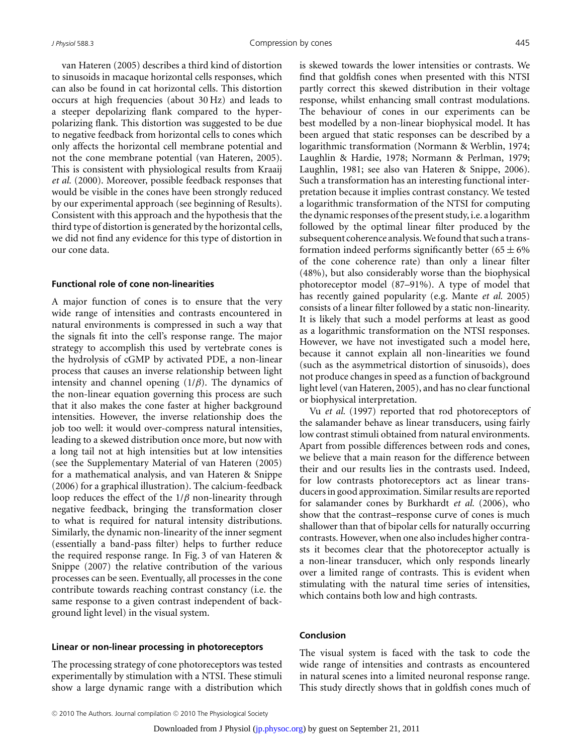van Hateren (2005) describes a third kind of distortion to sinusoids in macaque horizontal cells responses, which can also be found in cat horizontal cells. This distortion occurs at high frequencies (about 30 Hz) and leads to a steeper depolarizing flank compared to the hyperpolarizing flank. This distortion was suggested to be due to negative feedback from horizontal cells to cones which only affects the horizontal cell membrane potential and not the cone membrane potential (van Hateren, 2005). This is consistent with physiological results from Kraaij *et al.* (2000). Moreover, possible feedback responses that would be visible in the cones have been strongly reduced by our experimental approach (see beginning of Results). Consistent with this approach and the hypothesis that the third type of distortion is generated by the horizontal cells, we did not find any evidence for this type of distortion in our cone data.

### Functional role of cone non-linearities

A major function of cones is to ensure that the very wide range of intensities and contrasts encountered in natural environments is compressed in such a way that the signals fit into the cell's response range. The major strategy to accomplish this used by vertebrate cones is the hydrolysis of cGMP by activated PDE, a non-linear process that causes an inverse relationship between light intensity and channel opening ($1/\beta$). The dynamics of the non-linear equation governing this process are such that it also makes the cone faster at higher background intensities. However, the inverse relationship does the job too well: it would over-compress natural intensities, leading to a skewed distribution once more, but now with a long tail not at high intensities but at low intensities (see the Supplementary Material of van Hateren (2005) for a mathematical analysis, and van Hateren & Snippe (2006) for a graphical illustration). The calcium-feedback loop reduces the effect of the $1/\beta$ non-linearity through negative feedback, bringing the transformation closer to what is required for natural intensity distributions. Similarly, the dynamic non-linearity of the inner segment (essentially a band-pass filter) helps to further reduce the required response range. In Fig. 3 of van Hateren & Snippe (2007) the relative contribution of the various processes can be seen. Eventually, all processes in the cone contribute towards reaching contrast constancy (i.e. the same response to a given contrast independent of background light level) in the visual system.

### Linear or non-linear processing in photoreceptors

The processing strategy of cone photoreceptors was tested experimentally by stimulation with a NTSI. These stimuli show a large dynamic range with a distribution which is skewed towards the lower intensities or contrasts. We find that goldfish cones when presented with this NTSI partly correct this skewed distribution in their voltage response, whilst enhancing small contrast modulations. The behaviour of cones in our experiments can be best modelled by a non-linear biophysical model. It has been argued that static responses can be described by a logarithmic transformation (Normann & Werblin, 1974; Laughlin & Hardie, 1978; Normann & Perlman, 1979; Laughlin, 1981; see also van Hateren & Snippe, 2006). Such a transformation has an interesting functional interpretation because it implies contrast constancy. We tested a logarithmic transformation of the NTSI for computing the dynamic responses of the present study, i.e. a logarithm followed by the optimal linear filter produced by the subsequent coherence analysis. We found that such a transformation indeed performs significantly better ($65 \pm 6\%$ of the cone coherence rate) than only a linear filter (48%), but also considerably worse than the biophysical photoreceptor model (87–91%). A type of model that has recently gained popularity (e.g. Mante *et al.* 2005) consists of a linear filter followed by a static non-linearity. It is likely that such a model performs at least as good as a logarithmic transformation on the NTSI responses. However, we have not investigated such a model here, because it cannot explain all non-linearities we found (such as the asymmetrical distortion of sinusoids), does not produce changes in speed as a function of background light level (van Hateren, 2005), and has no clear functional or biophysical interpretation.

Vu *et al.* (1997) reported that rod photoreceptors of the salamander behave as linear transducers, using fairly low contrast stimuli obtained from natural environments. Apart from possible differences between rods and cones, we believe that a main reason for the difference between their and our results lies in the contrasts used. Indeed, for low contrasts photoreceptors act as linear transducers in good approximation. Similar results are reported for salamander cones by Burkhardt *et al.* (2006), who show that the contrast–response curve of cones is much shallower than that of bipolar cells for naturally occurring contrasts. However, when one also includes higher contrasts it becomes clear that the photoreceptor actually is a non-linear transducer, which only responds linearly over a limited range of contrasts. This is evident when stimulating with the natural time series of intensities, which contains both low and high contrasts.

### Conclusion

The visual system is faced with the task to code the wide range of intensities and contrasts as encountered in natural scenes into a limited neuronal response range. This study directly shows that in goldfish cones much of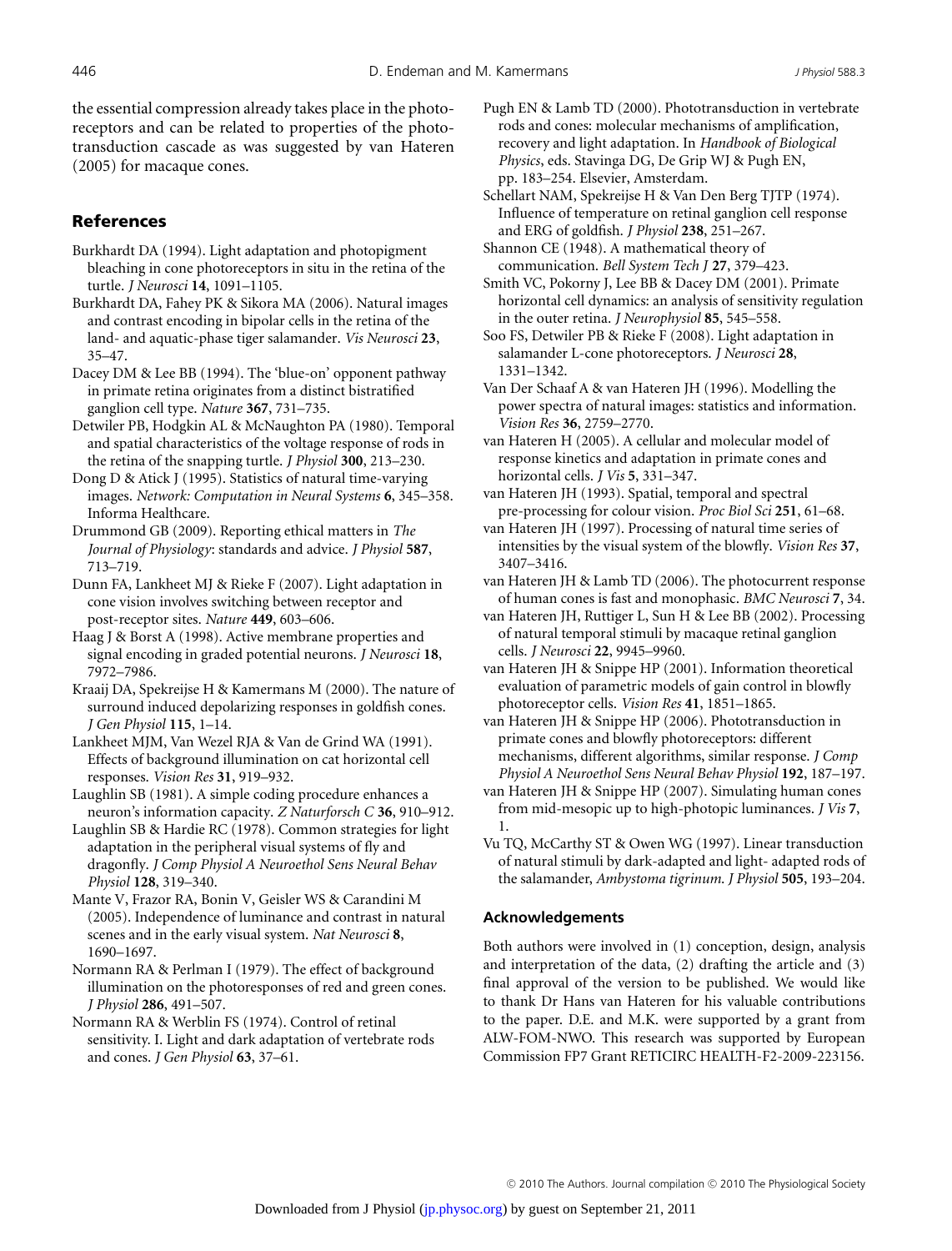the essential compression already takes place in the photoreceptors and can be related to properties of the phototransduction cascade as was suggested by van Hateren (2005) for macaque cones.

## References

Burkhardt DA (1994). Light adaptation and photopigment bleaching in cone photoreceptors in situ in the retina of the turtle. *J Neurosci* **14**, 1091–1105.

Burkhardt DA, Fahey PK & Sikora MA (2006). Natural images and contrast encoding in bipolar cells in the retina of the land- and aquatic-phase tiger salamander. *Vis Neurosci* **23**, 35–47.

Dacey DM & Lee BB (1994). The 'blue-on' opponent pathway in primate retina originates from a distinct bistratified ganglion cell type. *Nature* **367**, 731–735.

Detwiler PB, Hodgkin AL & McNaughton PA (1980). Temporal and spatial characteristics of the voltage response of rods in the retina of the snapping turtle. *J Physiol* **300**, 213–230.

Dong D & Atick J (1995). Statistics of natural time-varying images. *Network: Computation in Neural Systems* **6**, 345–358. Informa Healthcare.

Drummond GB (2009). Reporting ethical matters in *The Journal of Physiology*: standards and advice. *J Physiol* **587**, 713–719.

Dunn FA, Lankheet MJ & Rieke F (2007). Light adaptation in cone vision involves switching between receptor and post-receptor sites. *Nature* **449**, 603–606.

Haag J & Borst A (1998). Active membrane properties and signal encoding in graded potential neurons. *J Neurosci* **18**, 7972–7986.

Kraaij DA, Spekreijse H & Kamermans M (2000). The nature of surround induced depolarizing responses in goldfish cones. *J Gen Physiol* **115**, 1–14.

Lankheet MJM, Van Wezel RJA & Van de Grind WA (1991). Effects of background illumination on cat horizontal cell responses. *Vision Res* **31**, 919–932.

Laughlin SB (1981). A simple coding procedure enhances a neuron's information capacity. *Z Naturforsch C* **36**, 910–912.

Laughlin SB & Hardie RC (1978). Common strategies for light adaptation in the peripheral visual systems of fly and dragonfly. *J Comp Physiol A Neuroethol Sens Neural Behav Physiol* **128**, 319–340.

Mante V, Frazor RA, Bonin V, Geisler WS & Carandini M (2005). Independence of luminance and contrast in natural scenes and in the early visual system. *Nat Neurosci* **8**, 1690–1697.

Normann RA & Perlman I (1979). The effect of background illumination on the photoresponses of red and green cones. *J Physiol* **286**, 491–507.

Normann RA & Werblin FS (1974). Control of retinal sensitivity. I. Light and dark adaptation of vertebrate rods and cones. *J Gen Physiol* **63**, 37–61.

Pugh EN & Lamb TD (2000). Phototransduction in vertebrate rods and cones: molecular mechanisms of amplification, recovery and light adaptation. In *Handbook of Biological Physics*, eds. Stavinga DG, De Grip WJ & Pugh EN, pp. 183–254. Elsevier, Amsterdam.

Schellart NAM, Spekreijse H & Van Den Berg TJTP (1974). Influence of temperature on retinal ganglion cell response and ERG of goldfish. *J Physiol* **238**, 251–267.

Shannon CE (1948). A mathematical theory of communication. *Bell System Tech J* **27**, 379–423.

Smith VC, Pokorny J, Lee BB & Dacey DM (2001). Primate horizontal cell dynamics: an analysis of sensitivity regulation in the outer retina. *J Neurophysiol* **85**, 545–558.

Soo FS, Detwiler PB & Rieke F (2008). Light adaptation in salamander L-cone photoreceptors. *J Neurosci* **28**, 1331–1342.

Van Der Schaaf A & van Hateren JH (1996). Modelling the power spectra of natural images: statistics and information. *Vision Res* **36**, 2759–2770.

van Hateren H (2005). A cellular and molecular model of response kinetics and adaptation in primate cones and horizontal cells. *J Vis* **5**, 331–347.

van Hateren JH (1993). Spatial, temporal and spectral pre-processing for colour vision. *Proc Biol Sci* **251**, 61–68.

van Hateren JH (1997). Processing of natural time series of intensities by the visual system of the blowfly. *Vision Res* **37**, 3407–3416.

van Hateren JH & Lamb TD (2006). The photocurrent response of human cones is fast and monophasic. *BMC Neurosci* **7**, 34.

van Hateren JH, Ruttiger L, Sun H & Lee BB (2002). Processing of natural temporal stimuli by macaque retinal ganglion cells. *J Neurosci* **22**, 9945–9960.

van Hateren JH & Snippe HP (2001). Information theoretical evaluation of parametric models of gain control in blowfly photoreceptor cells. *Vision Res* **41**, 1851–1865.

van Hateren JH & Snippe HP (2006). Phototransduction in primate cones and blowfly photoreceptors: different mechanisms, different algorithms, similar response. *J Comp Physiol A Neuroethol Sens Neural Behav Physiol* **192**, 187–197.

van Hateren JH & Snippe HP (2007). Simulating human cones from mid-mesopic up to high-photopic luminances. *J Vis* **7**, 1.

Vu TQ, McCarthy ST & Owen WG (1997). Linear transduction of natural stimuli by dark-adapted and light- adapted rods of the salamander, *Ambystoma tigrinum*. *J Physiol* **505**, 193–204.

### Acknowledgements

Both authors were involved in (1) conception, design, analysis and interpretation of the data, (2) drafting the article and (3) final approval of the version to be published. We would like to thank Dr Hans van Hateren for his valuable contributions to the paper. D.E. and M.K. were supported by a grant from ALW-FOM-NWO. This research was supported by European Commission FP7 Grant RETICIRC HEALTH-F2-2009-223156.